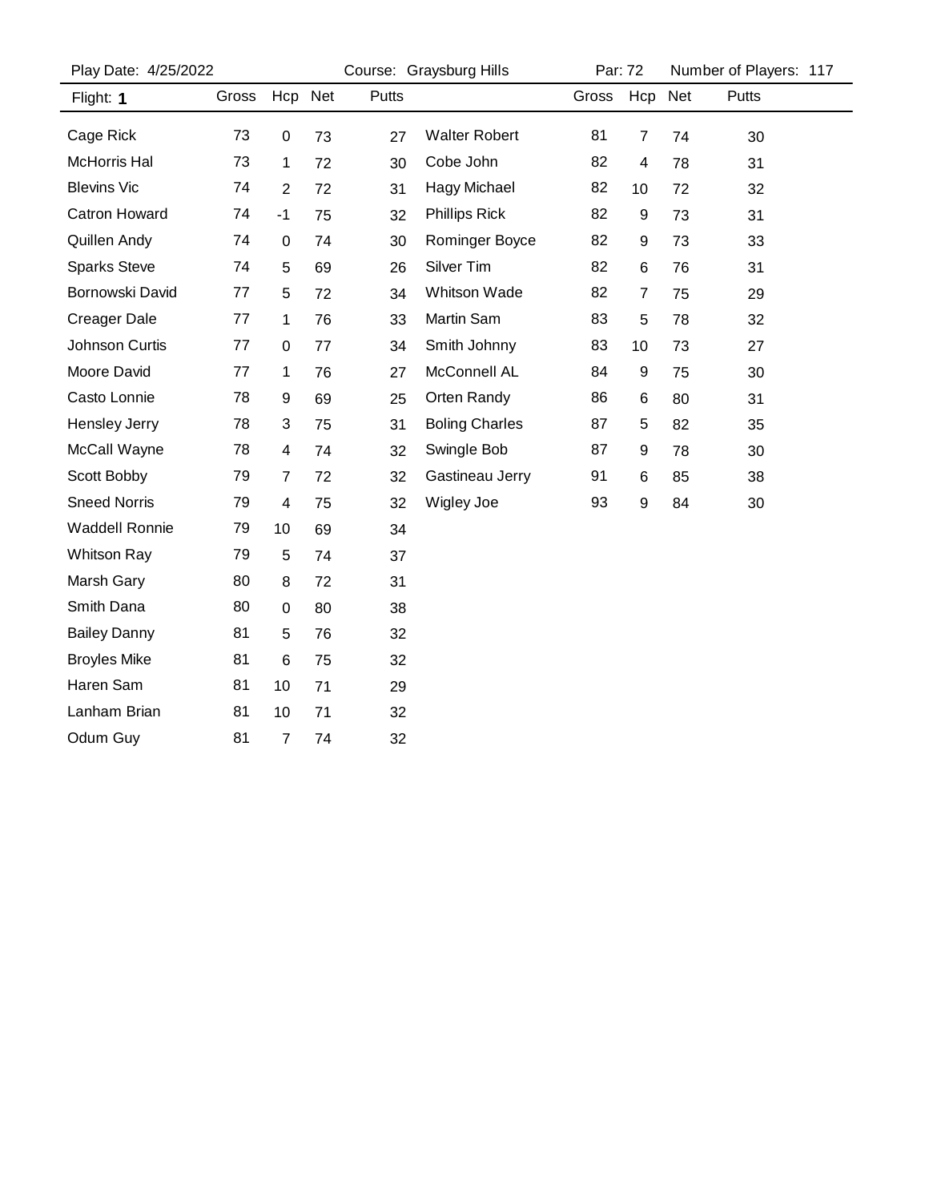Play Date: 4/25/2022 | Course: Graysburg Hills | Par: 72 | Number of Players: 117

| Flight: **1** | Gross | Hcp | Net | Putts |
|---|---|---|---|---|
| Cage Rick | 73 | 0 | 73 | 27 |
| McHorris Hal | 73 | 1 | 72 | 30 |
| Blevins Vic | 74 | 2 | 72 | 31 |
| Catron Howard | 74 | -1 | 75 | 32 |
| Quillen Andy | 74 | 0 | 74 | 30 |
| Sparks Steve | 74 | 5 | 69 | 26 |
| Bornowski David | 77 | 5 | 72 | 34 |
| Creager Dale | 77 | 1 | 76 | 33 |
| Johnson Curtis | 77 | 0 | 77 | 34 |
| Moore David | 77 | 1 | 76 | 27 |
| Casto Lonnie | 78 | 9 | 69 | 25 |
| Hensley Jerry | 78 | 3 | 75 | 31 |
| McCall Wayne | 78 | 4 | 74 | 32 |
| Scott Bobby | 79 | 7 | 72 | 32 |
| Sneed Norris | 79 | 4 | 75 | 32 |
| Waddell Ronnie | 79 | 10 | 69 | 34 |
| Whitson Ray | 79 | 5 | 74 | 37 |
| Marsh Gary | 80 | 8 | 72 | 31 |
| Smith Dana | 80 | 0 | 80 | 38 |
| Bailey Danny | 81 | 5 | 76 | 32 |
| Broyles Mike | 81 | 6 | 75 | 32 |
| Haren Sam | 81 | 10 | 71 | 29 |
| Lanham Brian | 81 | 10 | 71 | 32 |
| Odum Guy | 81 | 7 | 74 | 32 |
| Walter Robert | 81 | 7 | 74 | 30 |
| Cobe John | 82 | 4 | 78 | 31 |
| Hagy Michael | 82 | 10 | 72 | 32 |
| Phillips Rick | 82 | 9 | 73 | 31 |
| Rominger Boyce | 82 | 9 | 73 | 33 |
| Silver Tim | 82 | 6 | 76 | 31 |
| Whitson Wade | 82 | 7 | 75 | 29 |
| Martin Sam | 83 | 5 | 78 | 32 |
| Smith Johnny | 83 | 10 | 73 | 27 |
| McConnell AL | 84 | 9 | 75 | 30 |
| Orten Randy | 86 | 6 | 80 | 31 |
| Boling Charles | 87 | 5 | 82 | 35 |
| Swingle Bob | 87 | 9 | 78 | 30 |
| Gastineau Jerry | 91 | 6 | 85 | 38 |
| Wigley Joe | 93 | 9 | 84 | 30 |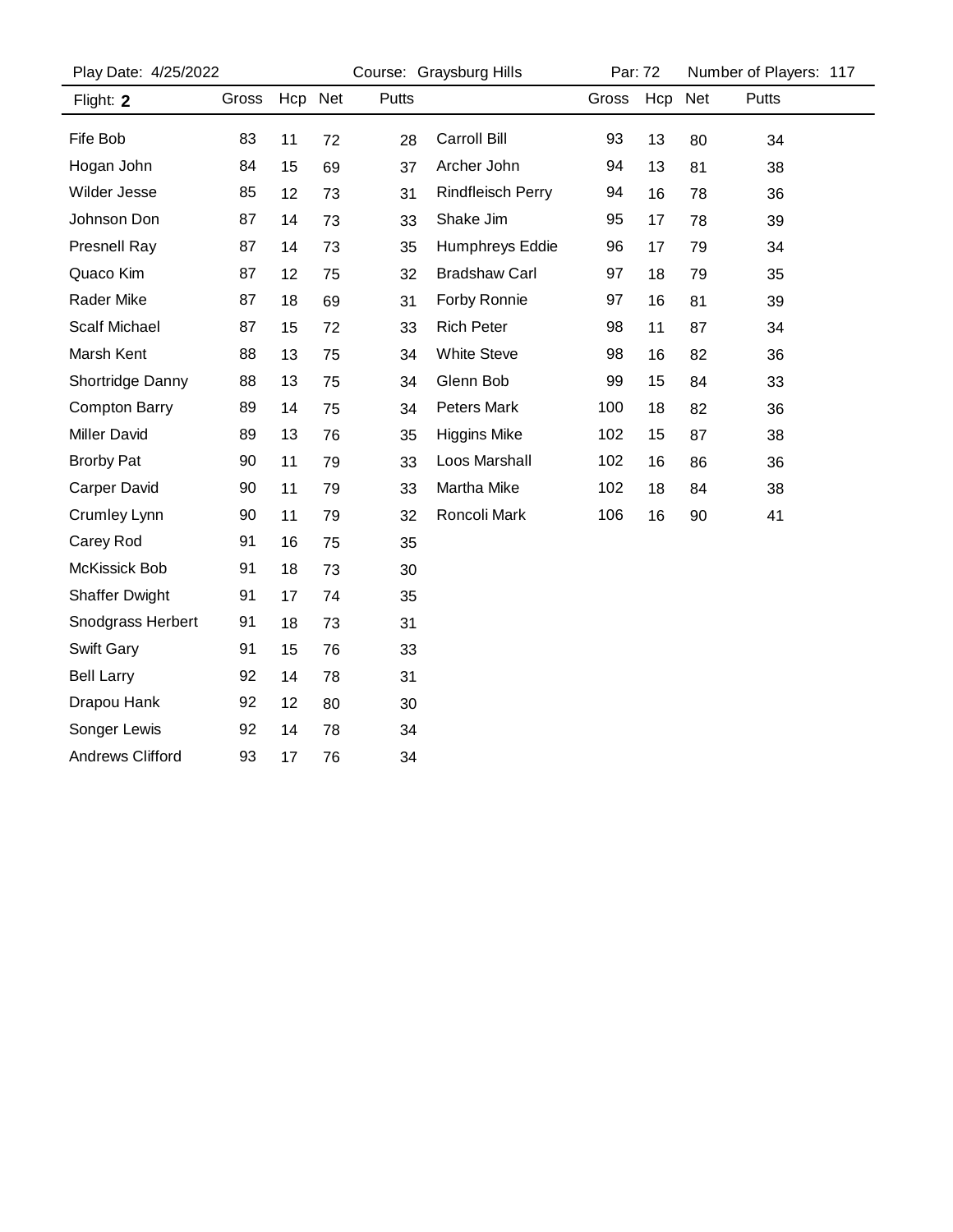Play Date: 4/25/2022 | Course: Graysburg Hills | Par: 72 | Number of Players: 117

| Flight: **2** | Gross | Hcp | Net | Putts | | Gross | Hcp | Net | Putts |
|---|---|---|---|---|---|---|---|---|---|
| Fife Bob | 83 | 11 | 72 | 28 | Carroll Bill | 93 | 13 | 80 | 34 |
| Hogan John | 84 | 15 | 69 | 37 | Archer John | 94 | 13 | 81 | 38 |
| Wilder Jesse | 85 | 12 | 73 | 31 | Rindfleisch Perry | 94 | 16 | 78 | 36 |
| Johnson Don | 87 | 14 | 73 | 33 | Shake Jim | 95 | 17 | 78 | 39 |
| Presnell Ray | 87 | 14 | 73 | 35 | Humphreys Eddie | 96 | 17 | 79 | 34 |
| Quaco Kim | 87 | 12 | 75 | 32 | Bradshaw Carl | 97 | 18 | 79 | 35 |
| Rader Mike | 87 | 18 | 69 | 31 | Forby Ronnie | 97 | 16 | 81 | 39 |
| Scalf Michael | 87 | 15 | 72 | 33 | Rich Peter | 98 | 11 | 87 | 34 |
| Marsh Kent | 88 | 13 | 75 | 34 | White Steve | 98 | 16 | 82 | 36 |
| Shortridge Danny | 88 | 13 | 75 | 34 | Glenn Bob | 99 | 15 | 84 | 33 |
| Compton Barry | 89 | 14 | 75 | 34 | Peters Mark | 100 | 18 | 82 | 36 |
| Miller David | 89 | 13 | 76 | 35 | Higgins Mike | 102 | 15 | 87 | 38 |
| Brorby Pat | 90 | 11 | 79 | 33 | Loos Marshall | 102 | 16 | 86 | 36 |
| Carper David | 90 | 11 | 79 | 33 | Martha Mike | 102 | 18 | 84 | 38 |
| Crumley Lynn | 90 | 11 | 79 | 32 | Roncoli Mark | 106 | 16 | 90 | 41 |
| Carey Rod | 91 | 16 | 75 | 35 | | | | | |
| McKissick Bob | 91 | 18 | 73 | 30 | | | | | |
| Shaffer Dwight | 91 | 17 | 74 | 35 | | | | | |
| Snodgrass Herbert | 91 | 18 | 73 | 31 | | | | | |
| Swift Gary | 91 | 15 | 76 | 33 | | | | | |
| Bell Larry | 92 | 14 | 78 | 31 | | | | | |
| Drapou Hank | 92 | 12 | 80 | 30 | | | | | |
| Songer Lewis | 92 | 14 | 78 | 34 | | | | | |
| Andrews Clifford | 93 | 17 | 76 | 34 | | | | | |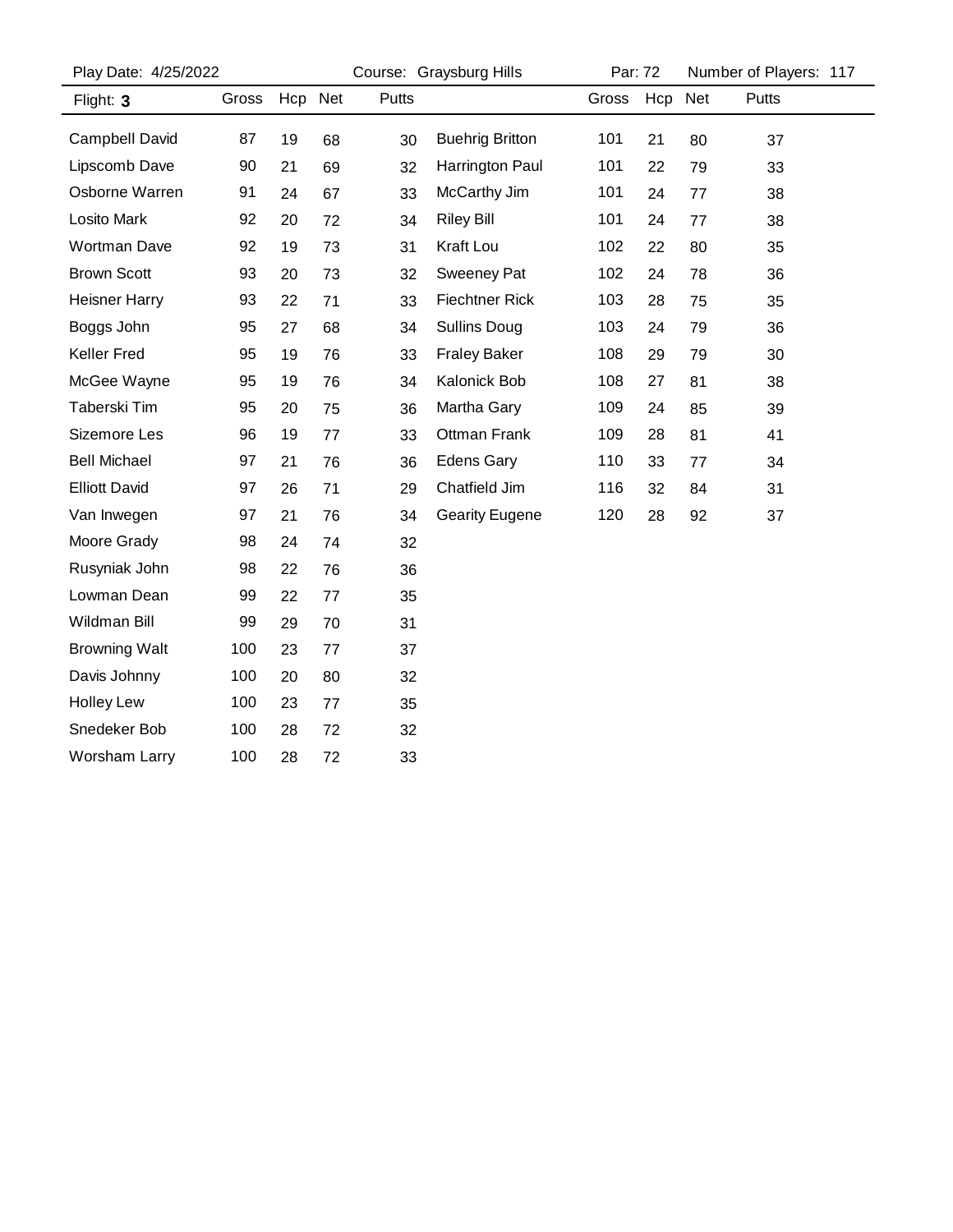Play Date: 4/25/2022 Course: Graysburg Hills Par: 72 Number of Players: 117

| Flight: **3** | Gross | Hcp | Net | Putts | | Gross | Hcp | Net | Putts |
|---|---|---|---|---|---|---|---|---|---|
| Campbell David | 87 | 19 | 68 | 30 | Buehrig Britton | 101 | 21 | 80 | 37 |
| Lipscomb Dave | 90 | 21 | 69 | 32 | Harrington Paul | 101 | 22 | 79 | 33 |
| Osborne Warren | 91 | 24 | 67 | 33 | McCarthy Jim | 101 | 24 | 77 | 38 |
| Losito Mark | 92 | 20 | 72 | 34 | Riley Bill | 101 | 24 | 77 | 38 |
| Wortman Dave | 92 | 19 | 73 | 31 | Kraft Lou | 102 | 22 | 80 | 35 |
| Brown Scott | 93 | 20 | 73 | 32 | Sweeney Pat | 102 | 24 | 78 | 36 |
| Heisner Harry | 93 | 22 | 71 | 33 | Fiechtner Rick | 103 | 28 | 75 | 35 |
| Boggs John | 95 | 27 | 68 | 34 | Sullins Doug | 103 | 24 | 79 | 36 |
| Keller Fred | 95 | 19 | 76 | 33 | Fraley Baker | 108 | 29 | 79 | 30 |
| McGee Wayne | 95 | 19 | 76 | 34 | Kalonick Bob | 108 | 27 | 81 | 38 |
| Taberski Tim | 95 | 20 | 75 | 36 | Martha Gary | 109 | 24 | 85 | 39 |
| Sizemore Les | 96 | 19 | 77 | 33 | Ottman Frank | 109 | 28 | 81 | 41 |
| Bell Michael | 97 | 21 | 76 | 36 | Edens Gary | 110 | 33 | 77 | 34 |
| Elliott David | 97 | 26 | 71 | 29 | Chatfield Jim | 116 | 32 | 84 | 31 |
| Van Inwegen | 97 | 21 | 76 | 34 | Gearity Eugene | 120 | 28 | 92 | 37 |
| Moore Grady | 98 | 24 | 74 | 32 | | | | | |
| Rusyniak John | 98 | 22 | 76 | 36 | | | | | |
| Lowman Dean | 99 | 22 | 77 | 35 | | | | | |
| Wildman Bill | 99 | 29 | 70 | 31 | | | | | |
| Browning Walt | 100 | 23 | 77 | 37 | | | | | |
| Davis Johnny | 100 | 20 | 80 | 32 | | | | | |
| Holley Lew | 100 | 23 | 77 | 35 | | | | | |
| Snedeker Bob | 100 | 28 | 72 | 32 | | | | | |
| Worsham Larry | 100 | 28 | 72 | 33 | | | | | |